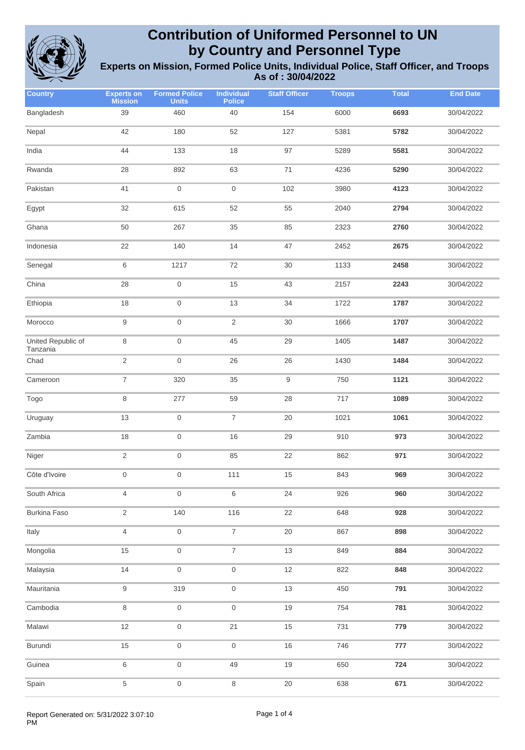# Contribution of Uniformed Personnel to UN by Country and Personnel Type

## Experts on Mission, Formed Police Units, Individual Police, Staff Officer, and Troops

### As of : 30/04/2022

| Country | Experts on Mission | Formed Police Units | Individual Police | Staff Officer | Troops | Total | End Date |
|---|---|---|---|---|---|---|---|
| Bangladesh | 39 | 460 | 40 | 154 | 6000 | **6693** | 30/04/2022 |
| Nepal | 42 | 180 | 52 | 127 | 5381 | **5782** | 30/04/2022 |
| India | 44 | 133 | 18 | 97 | 5289 | **5581** | 30/04/2022 |
| Rwanda | 28 | 892 | 63 | 71 | 4236 | **5290** | 30/04/2022 |
| Pakistan | 41 | 0 | 0 | 102 | 3980 | **4123** | 30/04/2022 |
| Egypt | 32 | 615 | 52 | 55 | 2040 | **2794** | 30/04/2022 |
| Ghana | 50 | 267 | 35 | 85 | 2323 | **2760** | 30/04/2022 |
| Indonesia | 22 | 140 | 14 | 47 | 2452 | **2675** | 30/04/2022 |
| Senegal | 6 | 1217 | 72 | 30 | 1133 | **2458** | 30/04/2022 |
| China | 28 | 0 | 15 | 43 | 2157 | **2243** | 30/04/2022 |
| Ethiopia | 18 | 0 | 13 | 34 | 1722 | **1787** | 30/04/2022 |
| Morocco | 9 | 0 | 2 | 30 | 1666 | **1707** | 30/04/2022 |
| United Republic of Tanzania | 8 | 0 | 45 | 29 | 1405 | **1487** | 30/04/2022 |
| Chad | 2 | 0 | 26 | 26 | 1430 | **1484** | 30/04/2022 |
| Cameroon | 7 | 320 | 35 | 9 | 750 | **1121** | 30/04/2022 |
| Togo | 8 | 277 | 59 | 28 | 717 | **1089** | 30/04/2022 |
| Uruguay | 13 | 0 | 7 | 20 | 1021 | **1061** | 30/04/2022 |
| Zambia | 18 | 0 | 16 | 29 | 910 | **973** | 30/04/2022 |
| Niger | 2 | 0 | 85 | 22 | 862 | **971** | 30/04/2022 |
| Côte d'Ivoire | 0 | 0 | 111 | 15 | 843 | **969** | 30/04/2022 |
| South Africa | 4 | 0 | 6 | 24 | 926 | **960** | 30/04/2022 |
| Burkina Faso | 2 | 140 | 116 | 22 | 648 | **928** | 30/04/2022 |
| Italy | 4 | 0 | 7 | 20 | 867 | **898** | 30/04/2022 |
| Mongolia | 15 | 0 | 7 | 13 | 849 | **884** | 30/04/2022 |
| Malaysia | 14 | 0 | 0 | 12 | 822 | **848** | 30/04/2022 |
| Mauritania | 9 | 319 | 0 | 13 | 450 | **791** | 30/04/2022 |
| Cambodia | 8 | 0 | 0 | 19 | 754 | **781** | 30/04/2022 |
| Malawi | 12 | 0 | 21 | 15 | 731 | **779** | 30/04/2022 |
| Burundi | 15 | 0 | 0 | 16 | 746 | **777** | 30/04/2022 |
| Guinea | 6 | 0 | 49 | 19 | 650 | **724** | 30/04/2022 |
| Spain | 5 | 0 | 8 | 20 | 638 | **671** | 30/04/2022 |

Report Generated on: 5/31/2022 3:07:10 PM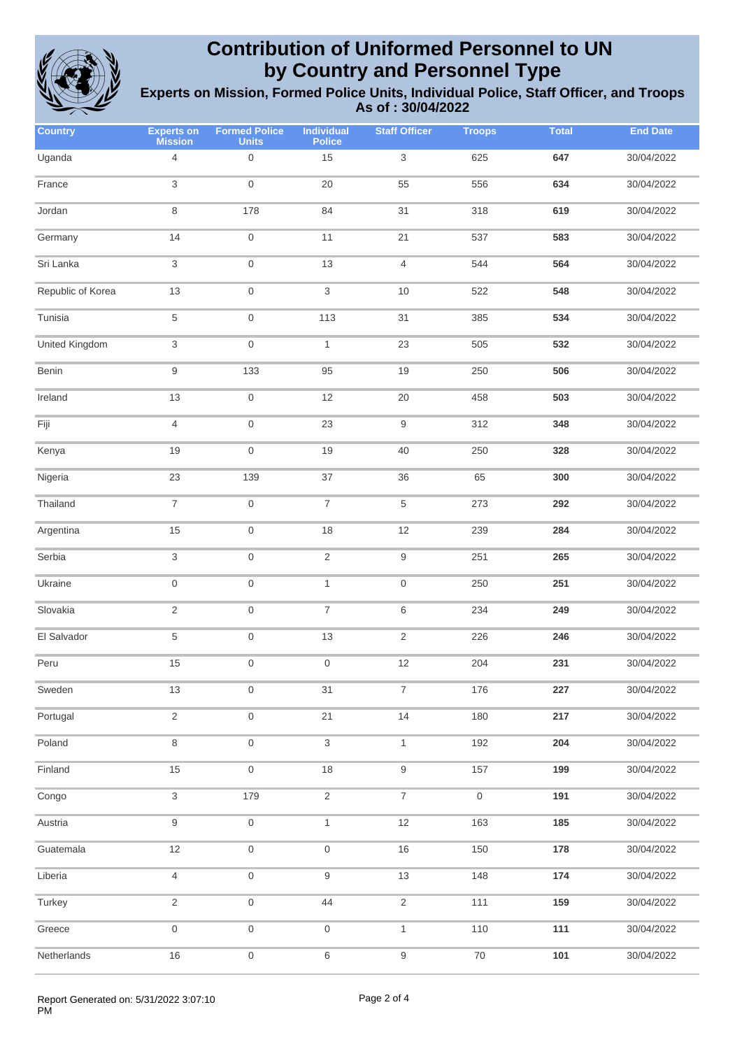# Contribution of Uniformed Personnel to UN by Country and Personnel Type

### Experts on Mission, Formed Police Units, Individual Police, Staff Officer, and Troops

### As of : 30/04/2022

| Country | Experts on Mission | Formed Police Units | Individual Police | Staff Officer | Troops | Total | End Date |
|---|---|---|---|---|---|---|---|
| Uganda | 4 | 0 | 15 | 3 | 625 | **647** | 30/04/2022 |
| France | 3 | 0 | 20 | 55 | 556 | **634** | 30/04/2022 |
| Jordan | 8 | 178 | 84 | 31 | 318 | **619** | 30/04/2022 |
| Germany | 14 | 0 | 11 | 21 | 537 | **583** | 30/04/2022 |
| Sri Lanka | 3 | 0 | 13 | 4 | 544 | **564** | 30/04/2022 |
| Republic of Korea | 13 | 0 | 3 | 10 | 522 | **548** | 30/04/2022 |
| Tunisia | 5 | 0 | 113 | 31 | 385 | **534** | 30/04/2022 |
| United Kingdom | 3 | 0 | 1 | 23 | 505 | **532** | 30/04/2022 |
| Benin | 9 | 133 | 95 | 19 | 250 | **506** | 30/04/2022 |
| Ireland | 13 | 0 | 12 | 20 | 458 | **503** | 30/04/2022 |
| Fiji | 4 | 0 | 23 | 9 | 312 | **348** | 30/04/2022 |
| Kenya | 19 | 0 | 19 | 40 | 250 | **328** | 30/04/2022 |
| Nigeria | 23 | 139 | 37 | 36 | 65 | **300** | 30/04/2022 |
| Thailand | 7 | 0 | 7 | 5 | 273 | **292** | 30/04/2022 |
| Argentina | 15 | 0 | 18 | 12 | 239 | **284** | 30/04/2022 |
| Serbia | 3 | 0 | 2 | 9 | 251 | **265** | 30/04/2022 |
| Ukraine | 0 | 0 | 1 | 0 | 250 | **251** | 30/04/2022 |
| Slovakia | 2 | 0 | 7 | 6 | 234 | **249** | 30/04/2022 |
| El Salvador | 5 | 0 | 13 | 2 | 226 | **246** | 30/04/2022 |
| Peru | 15 | 0 | 0 | 12 | 204 | **231** | 30/04/2022 |
| Sweden | 13 | 0 | 31 | 7 | 176 | **227** | 30/04/2022 |
| Portugal | 2 | 0 | 21 | 14 | 180 | **217** | 30/04/2022 |
| Poland | 8 | 0 | 3 | 1 | 192 | **204** | 30/04/2022 |
| Finland | 15 | 0 | 18 | 9 | 157 | **199** | 30/04/2022 |
| Congo | 3 | 179 | 2 | 7 | 0 | **191** | 30/04/2022 |
| Austria | 9 | 0 | 1 | 12 | 163 | **185** | 30/04/2022 |
| Guatemala | 12 | 0 | 0 | 16 | 150 | **178** | 30/04/2022 |
| Liberia | 4 | 0 | 9 | 13 | 148 | **174** | 30/04/2022 |
| Turkey | 2 | 0 | 44 | 2 | 111 | **159** | 30/04/2022 |
| Greece | 0 | 0 | 0 | 1 | 110 | **111** | 30/04/2022 |
| Netherlands | 16 | 0 | 6 | 9 | 70 | **101** | 30/04/2022 |

Report Generated on: 5/31/2022 3:07:10 PM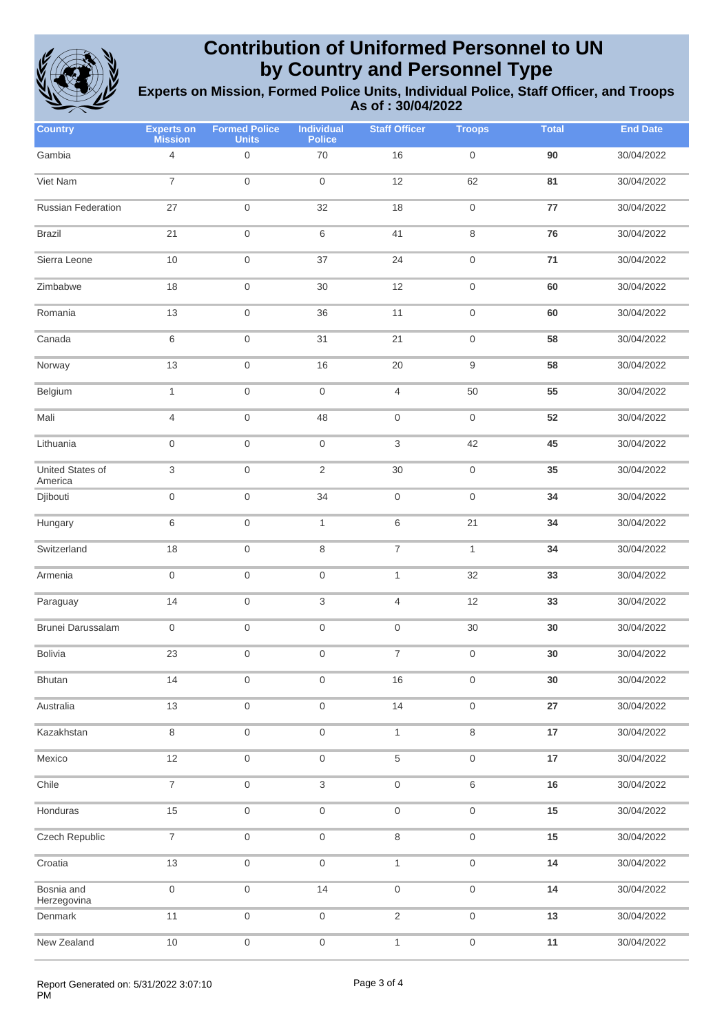# Contribution of Uniformed Personnel to UN by Country and Personnel Type

## Experts on Mission, Formed Police Units, Individual Police, Staff Officer, and Troops

### As of : 30/04/2022

| Country | Experts on Mission | Formed Police Units | Individual Police | Staff Officer | Troops | Total | End Date |
|---|---|---|---|---|---|---|---|
| Gambia | 4 | 0 | 70 | 16 | 0 | **90** | 30/04/2022 |
| Viet Nam | 7 | 0 | 0 | 12 | 62 | **81** | 30/04/2022 |
| Russian Federation | 27 | 0 | 32 | 18 | 0 | **77** | 30/04/2022 |
| Brazil | 21 | 0 | 6 | 41 | 8 | **76** | 30/04/2022 |
| Sierra Leone | 10 | 0 | 37 | 24 | 0 | **71** | 30/04/2022 |
| Zimbabwe | 18 | 0 | 30 | 12 | 0 | **60** | 30/04/2022 |
| Romania | 13 | 0 | 36 | 11 | 0 | **60** | 30/04/2022 |
| Canada | 6 | 0 | 31 | 21 | 0 | **58** | 30/04/2022 |
| Norway | 13 | 0 | 16 | 20 | 9 | **58** | 30/04/2022 |
| Belgium | 1 | 0 | 0 | 4 | 50 | **55** | 30/04/2022 |
| Mali | 4 | 0 | 48 | 0 | 0 | **52** | 30/04/2022 |
| Lithuania | 0 | 0 | 0 | 3 | 42 | **45** | 30/04/2022 |
| United States of America | 3 | 0 | 2 | 30 | 0 | **35** | 30/04/2022 |
| Djibouti | 0 | 0 | 34 | 0 | 0 | **34** | 30/04/2022 |
| Hungary | 6 | 0 | 1 | 6 | 21 | **34** | 30/04/2022 |
| Switzerland | 18 | 0 | 8 | 7 | 1 | **34** | 30/04/2022 |
| Armenia | 0 | 0 | 0 | 1 | 32 | **33** | 30/04/2022 |
| Paraguay | 14 | 0 | 3 | 4 | 12 | **33** | 30/04/2022 |
| Brunei Darussalam | 0 | 0 | 0 | 0 | 30 | **30** | 30/04/2022 |
| Bolivia | 23 | 0 | 0 | 7 | 0 | **30** | 30/04/2022 |
| Bhutan | 14 | 0 | 0 | 16 | 0 | **30** | 30/04/2022 |
| Australia | 13 | 0 | 0 | 14 | 0 | **27** | 30/04/2022 |
| Kazakhstan | 8 | 0 | 0 | 1 | 8 | **17** | 30/04/2022 |
| Mexico | 12 | 0 | 0 | 5 | 0 | **17** | 30/04/2022 |
| Chile | 7 | 0 | 3 | 0 | 6 | **16** | 30/04/2022 |
| Honduras | 15 | 0 | 0 | 0 | 0 | **15** | 30/04/2022 |
| Czech Republic | 7 | 0 | 0 | 8 | 0 | **15** | 30/04/2022 |
| Croatia | 13 | 0 | 0 | 1 | 0 | **14** | 30/04/2022 |
| Bosnia and Herzegovina | 0 | 0 | 14 | 0 | 0 | **14** | 30/04/2022 |
| Denmark | 11 | 0 | 0 | 2 | 0 | **13** | 30/04/2022 |
| New Zealand | 10 | 0 | 0 | 1 | 0 | **11** | 30/04/2022 |

Report Generated on: 5/31/2022 3:07:10 PM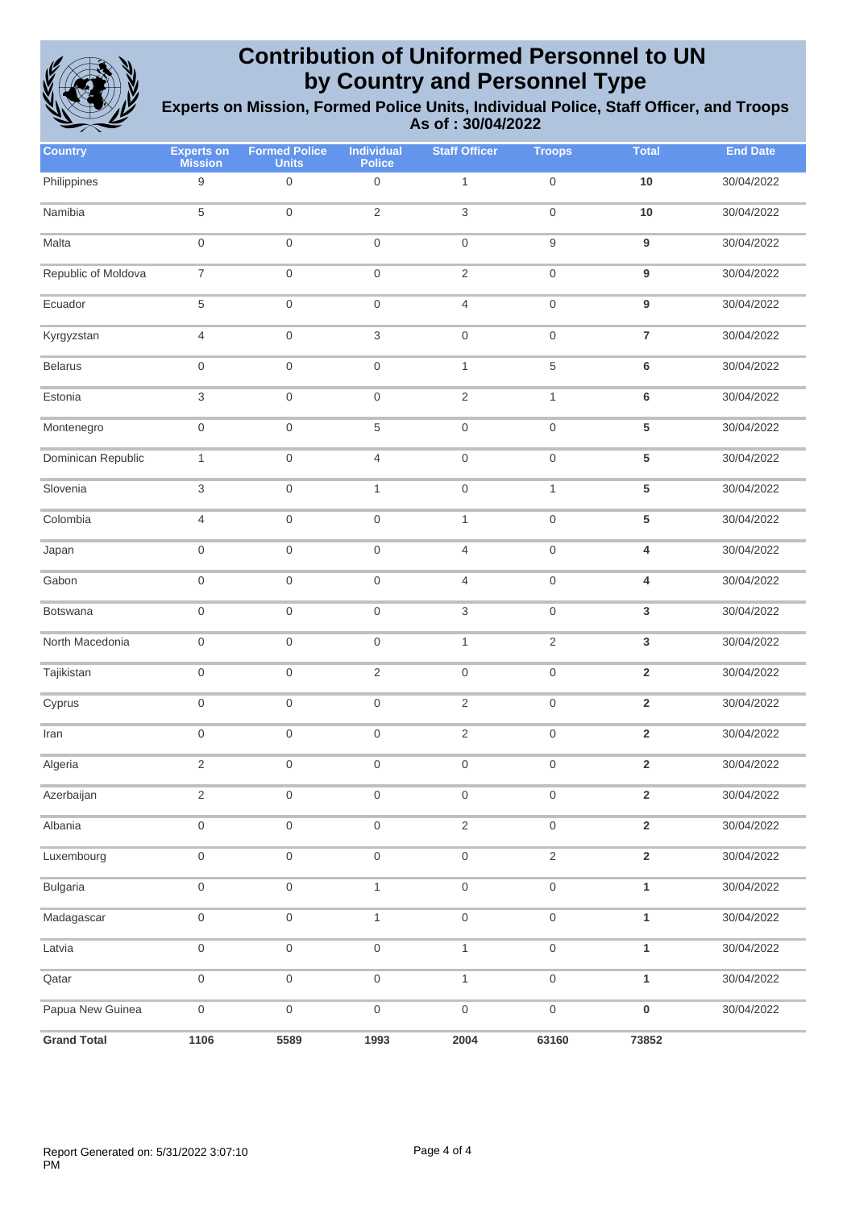# Contribution of Uniformed Personnel to UN by Country and Personnel Type

## Experts on Mission, Formed Police Units, Individual Police, Staff Officer, and Troops

**As of : 30/04/2022**

| Country | Experts on Mission | Formed Police Units | Individual Police | Staff Officer | Troops | Total | End Date |
|---|---|---|---|---|---|---|---|
| Philippines | 9 | 0 | 0 | 1 | 0 | **10** | 30/04/2022 |
| Namibia | 5 | 0 | 2 | 3 | 0 | **10** | 30/04/2022 |
| Malta | 0 | 0 | 0 | 0 | 9 | **9** | 30/04/2022 |
| Republic of Moldova | 7 | 0 | 0 | 2 | 0 | **9** | 30/04/2022 |
| Ecuador | 5 | 0 | 0 | 4 | 0 | **9** | 30/04/2022 |
| Kyrgyzstan | 4 | 0 | 3 | 0 | 0 | **7** | 30/04/2022 |
| Belarus | 0 | 0 | 0 | 1 | 5 | **6** | 30/04/2022 |
| Estonia | 3 | 0 | 0 | 2 | 1 | **6** | 30/04/2022 |
| Montenegro | 0 | 0 | 5 | 0 | 0 | **5** | 30/04/2022 |
| Dominican Republic | 1 | 0 | 4 | 0 | 0 | **5** | 30/04/2022 |
| Slovenia | 3 | 0 | 1 | 0 | 1 | **5** | 30/04/2022 |
| Colombia | 4 | 0 | 0 | 1 | 0 | **5** | 30/04/2022 |
| Japan | 0 | 0 | 0 | 4 | 0 | **4** | 30/04/2022 |
| Gabon | 0 | 0 | 0 | 4 | 0 | **4** | 30/04/2022 |
| Botswana | 0 | 0 | 0 | 3 | 0 | **3** | 30/04/2022 |
| North Macedonia | 0 | 0 | 0 | 1 | 2 | **3** | 30/04/2022 |
| Tajikistan | 0 | 0 | 2 | 0 | 0 | **2** | 30/04/2022 |
| Cyprus | 0 | 0 | 0 | 2 | 0 | **2** | 30/04/2022 |
| Iran | 0 | 0 | 0 | 2 | 0 | **2** | 30/04/2022 |
| Algeria | 2 | 0 | 0 | 0 | 0 | **2** | 30/04/2022 |
| Azerbaijan | 2 | 0 | 0 | 0 | 0 | **2** | 30/04/2022 |
| Albania | 0 | 0 | 0 | 2 | 0 | **2** | 30/04/2022 |
| Luxembourg | 0 | 0 | 0 | 0 | 2 | **2** | 30/04/2022 |
| Bulgaria | 0 | 0 | 1 | 0 | 0 | **1** | 30/04/2022 |
| Madagascar | 0 | 0 | 1 | 0 | 0 | **1** | 30/04/2022 |
| Latvia | 0 | 0 | 0 | 1 | 0 | **1** | 30/04/2022 |
| Qatar | 0 | 0 | 0 | 1 | 0 | **1** | 30/04/2022 |
| Papua New Guinea | 0 | 0 | 0 | 0 | 0 | **0** | 30/04/2022 |
| **Grand Total** | **1106** | **5589** | **1993** | **2004** | **63160** | **73852** | |

Report Generated on: 5/31/2022 3:07:10 PM